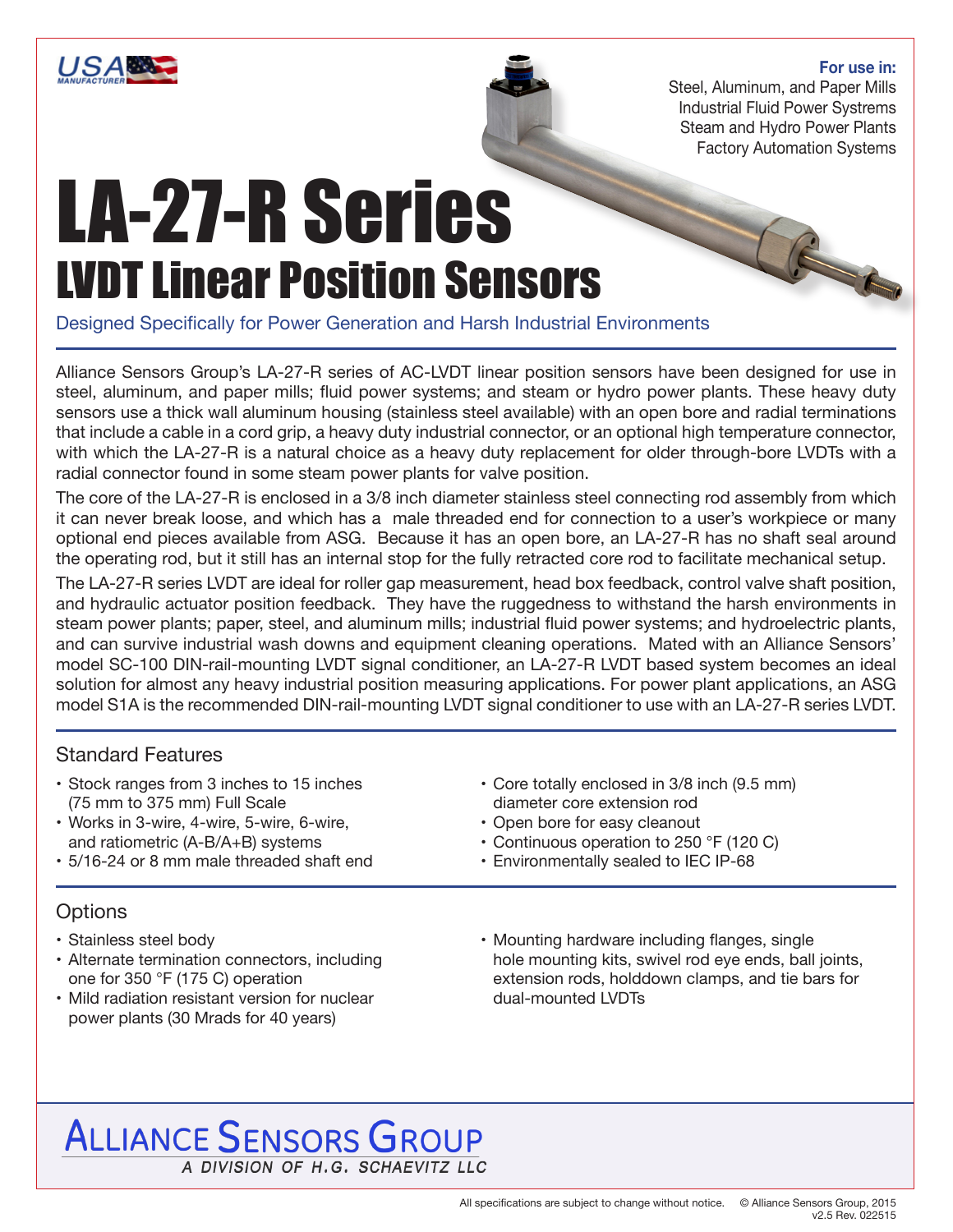**For use in:**
Steel, Aluminum, and Paper Mills
Industrial Fluid Power Systrems
Steam and Hydro Power Plants
Factory Automation Systems

# LA-27-R Series

## LVDT Linear Position Sensors

Designed Specifically for Power Generation and Harsh Industrial Environments

Alliance Sensors Group's LA-27-R series of AC-LVDT linear position sensors have been designed for use in steel, aluminum, and paper mills; fluid power systems; and steam or hydro power plants. These heavy duty sensors use a thick wall aluminum housing (stainless steel available) with an open bore and radial terminations that include a cable in a cord grip, a heavy duty industrial connector, or an optional high temperature connector, with which the LA-27-R is a natural choice as a heavy duty replacement for older through-bore LVDTs with a radial connector found in some steam power plants for valve position.

The core of the LA-27-R is enclosed in a 3/8 inch diameter stainless steel connecting rod assembly from which it can never break loose, and which has a male threaded end for connection to a user's workpiece or many optional end pieces available from ASG. Because it has an open bore, an LA-27-R has no shaft seal around the operating rod, but it still has an internal stop for the fully retracted core rod to facilitate mechanical setup.

The LA-27-R series LVDT are ideal for roller gap measurement, head box feedback, control valve shaft position, and hydraulic actuator position feedback. They have the ruggedness to withstand the harsh environments in steam power plants; paper, steel, and aluminum mills; industrial fluid power systems; and hydroelectric plants, and can survive industrial wash downs and equipment cleaning operations. Mated with an Alliance Sensors' model SC-100 DIN-rail-mounting LVDT signal conditioner, an LA-27-R LVDT based system becomes an ideal solution for almost any heavy industrial position measuring applications. For power plant applications, an ASG model S1A is the recommended DIN-rail-mounting LVDT signal conditioner to use with an LA-27-R series LVDT.

### Standard Features

- Stock ranges from 3 inches to 15 inches (75 mm to 375 mm) Full Scale
- Works in 3-wire, 4-wire, 5-wire, 6-wire, and ratiometric (A-B/A+B) systems
- 5/16-24 or 8 mm male threaded shaft end
- Core totally enclosed in 3/8 inch (9.5 mm) diameter core extension rod
- Open bore for easy cleanout
- Continuous operation to 250 °F (120 C)
- Environmentally sealed to IEC IP-68

### Options

- Stainless steel body
- Alternate termination connectors, including one for 350 °F (175 C) operation
- Mild radiation resistant version for nuclear power plants (30 Mrads for 40 years)
- Mounting hardware including flanges, single hole mounting kits, swivel rod eye ends, ball joints, extension rods, holddown clamps, and tie bars for dual-mounted LVDTs

**ALLIANCE SENSORS GROUP**
*A DIVISION OF H.G. SCHAEVITZ LLC*

All specifications are subject to change without notice. © Alliance Sensors Group, 2015
v2.5 Rev. 022515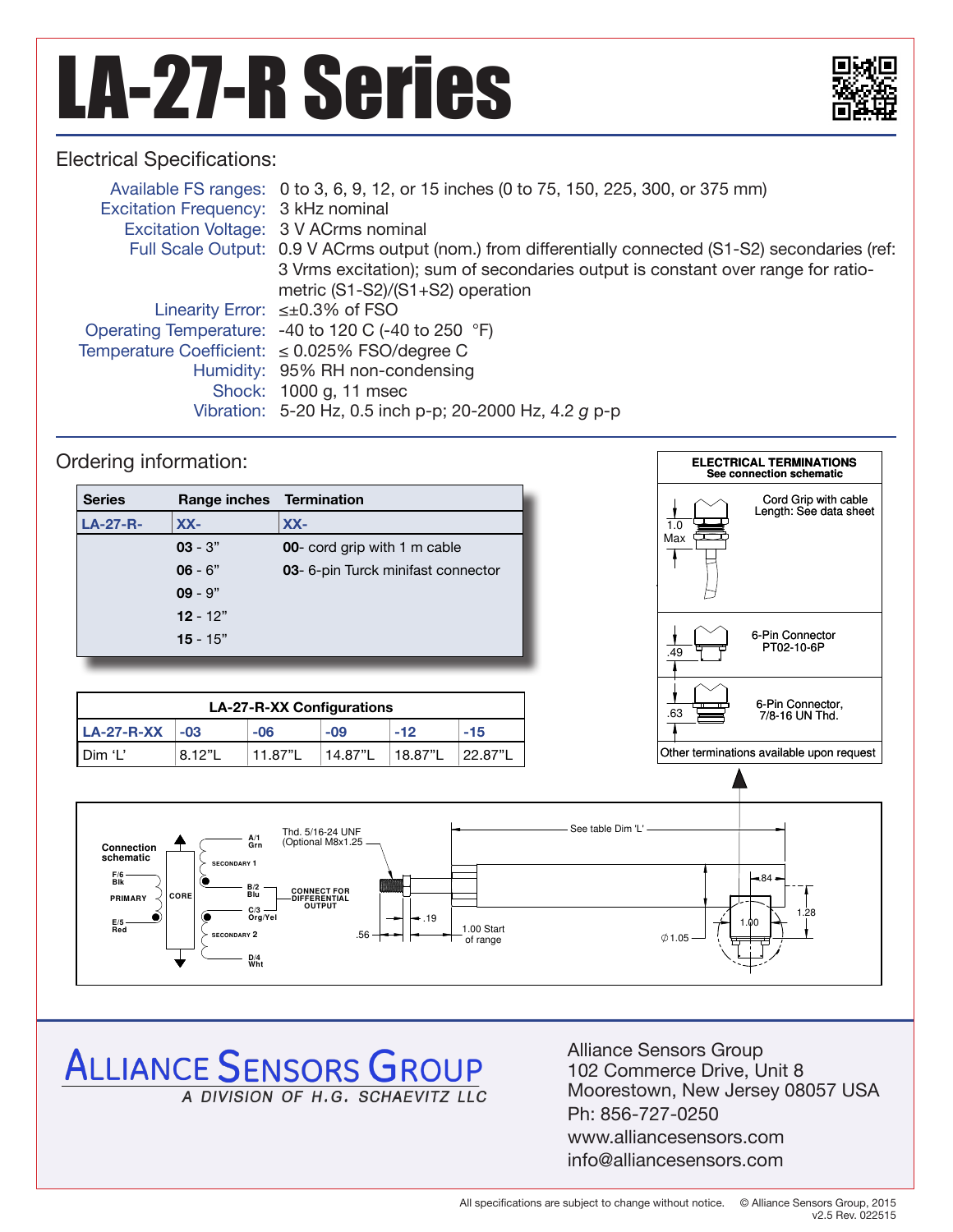# LA-27-R Series

## Electrical Specifications:

| | |
|---|---|
| Available FS ranges: | 0 to 3, 6, 9, 12, or 15 inches (0 to 75, 150, 225, 300, or 375 mm) |
| Excitation Frequency: | 3 kHz nominal |
| Excitation Voltage: | 3 V ACrms nominal |
| Full Scale Output: | 0.9 V ACrms output (nom.) from differentially connected (S1-S2) secondaries (ref: 3 Vrms excitation); sum of secondaries output is constant over range for ratio-metric (S1-S2)/(S1+S2) operation |
| Linearity Error: | ≤±0.3% of FSO |
| Operating Temperature: | -40 to 120 C (-40 to 250 °F) |
| Temperature Coefficient: | ≤ 0.025% FSO/degree C |
| Humidity: | 95% RH non-condensing |
| Shock: | 1000 g, 11 msec |
| Vibration: | 5-20 Hz, 0.5 inch p-p; 20-2000 Hz, 4.2 *g* p-p |

## Ordering information:

| Series | Range inches | Termination |
|---|---|---|
| LA-27-R- | XX- | XX- |
| | **03** - 3" | **00**- cord grip with 1 m cable |
| | **06** - 6" | **03**- 6-pin Turck minifast connector |
| | **09** - 9" | |
| | **12** - 12" | |
| | **15** - 15" | |

**LA-27-R-XX Configurations**

| LA-27-R-XX | -03 | -06 | -09 | -12 | -15 |
|---|---|---|---|---|---|
| Dim 'L' | 8.12"L | 11.87"L | 14.87"L | 18.87"L | 22.87"L |

**ELECTRICAL TERMINATIONS**
See connection schematic

Cord Grip with cable
Length: See data sheet
1.0 Max

6-Pin Connector
PT02-10-6P
.49

6-Pin Connector,
7/8-16 UN Thd.
.63

Other terminations available upon request

Connection schematic
F/6 Blk
PRIMARY
E/5 Red
CORE
A/1 Grn
SECONDARY 1
B/2 Blu
C/3 Org/Yel
SECONDARY 2
D/4 Wht
CONNECT FOR DIFFERENTIAL OUTPUT

Thd. 5/16-24 UNF
(Optional M8x1.25
See table Dim 'L'
.56
.19
1.00 Start of range
∅1.05
.84
1.00
1.28

ALLIANCE SENSORS GROUP
A DIVISION OF H.G. SCHAEVITZ LLC

Alliance Sensors Group
102 Commerce Drive, Unit 8
Moorestown, New Jersey 08057 USA
Ph: 856-727-0250
www.alliancesensors.com
info@alliancesensors.com

All specifications are subject to change without notice. © Alliance Sensors Group, 2015
v2.5 Rev. 022515